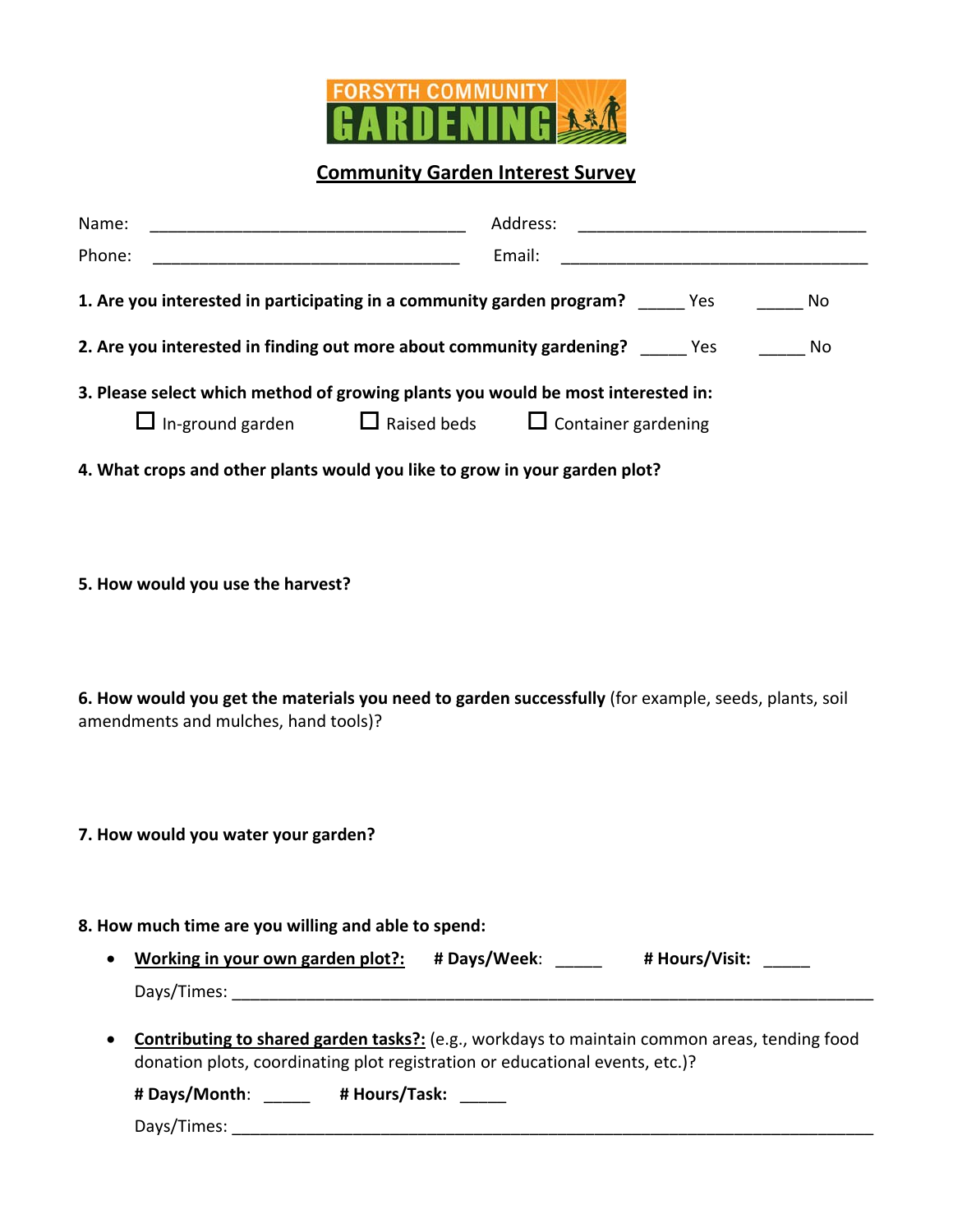FORSYTH COMMUNITY GARDENING

## Community Garden Interest Survey

Name: ___________________________________ Address: ________________________________

Phone: __________________________________ Email: __________________________________

**1. Are you interested in participating in a community garden program?** _____ Yes _____ No

**2. Are you interested in finding out more about community gardening?** _____ Yes _____ No

**3. Please select which method of growing plants you would be most interested in:**

☐ In-ground garden ☐ Raised beds ☐ Container gardening

**4. What crops and other plants would you like to grow in your garden plot?**

**5. How would you use the harvest?**

**6. How would you get the materials you need to garden successfully** (for example, seeds, plants, soil amendments and mulches, hand tools)?

**7. How would you water your garden?**

**8. How much time are you willing and able to spend:**

- **Working in your own garden plot?:** **# Days/Week**: _____ **# Hours/Visit:** _____

  Days/Times: ________________________________________________________________________

- **Contributing to shared garden tasks?:** (e.g., workdays to maintain common areas, tending food donation plots, coordinating plot registration or educational events, etc.)?

  **# Days/Month**: _____ **# Hours/Task:** _____

  Days/Times: ________________________________________________________________________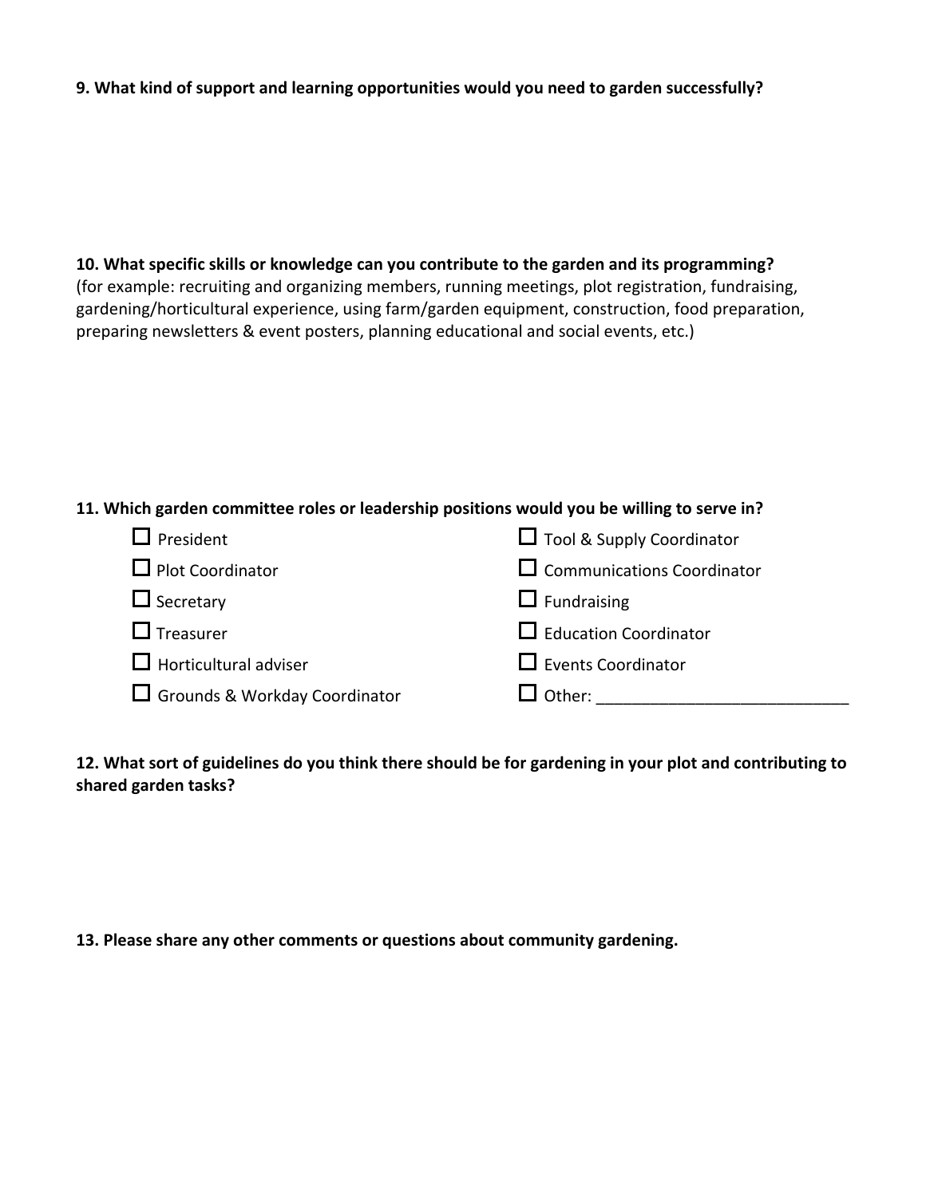**9. What kind of support and learning opportunities would you need to garden successfully?**

**10. What specific skills or knowledge can you contribute to the garden and its programming?**
(for example: recruiting and organizing members, running meetings, plot registration, fundraising, gardening/horticultural experience, using farm/garden equipment, construction, food preparation, preparing newsletters & event posters, planning educational and social events, etc.)

**11. Which garden committee roles or leadership positions would you be willing to serve in?**

- ☐ President
- ☐ Plot Coordinator
- ☐ Secretary
- ☐ Treasurer
- ☐ Horticultural adviser
- ☐ Grounds & Workday Coordinator
- ☐ Tool & Supply Coordinator
- ☐ Communications Coordinator
- ☐ Fundraising
- ☐ Education Coordinator
- ☐ Events Coordinator
- ☐ Other: ____________________________

**12. What sort of guidelines do you think there should be for gardening in your plot and contributing to shared garden tasks?**

**13. Please share any other comments or questions about community gardening.**